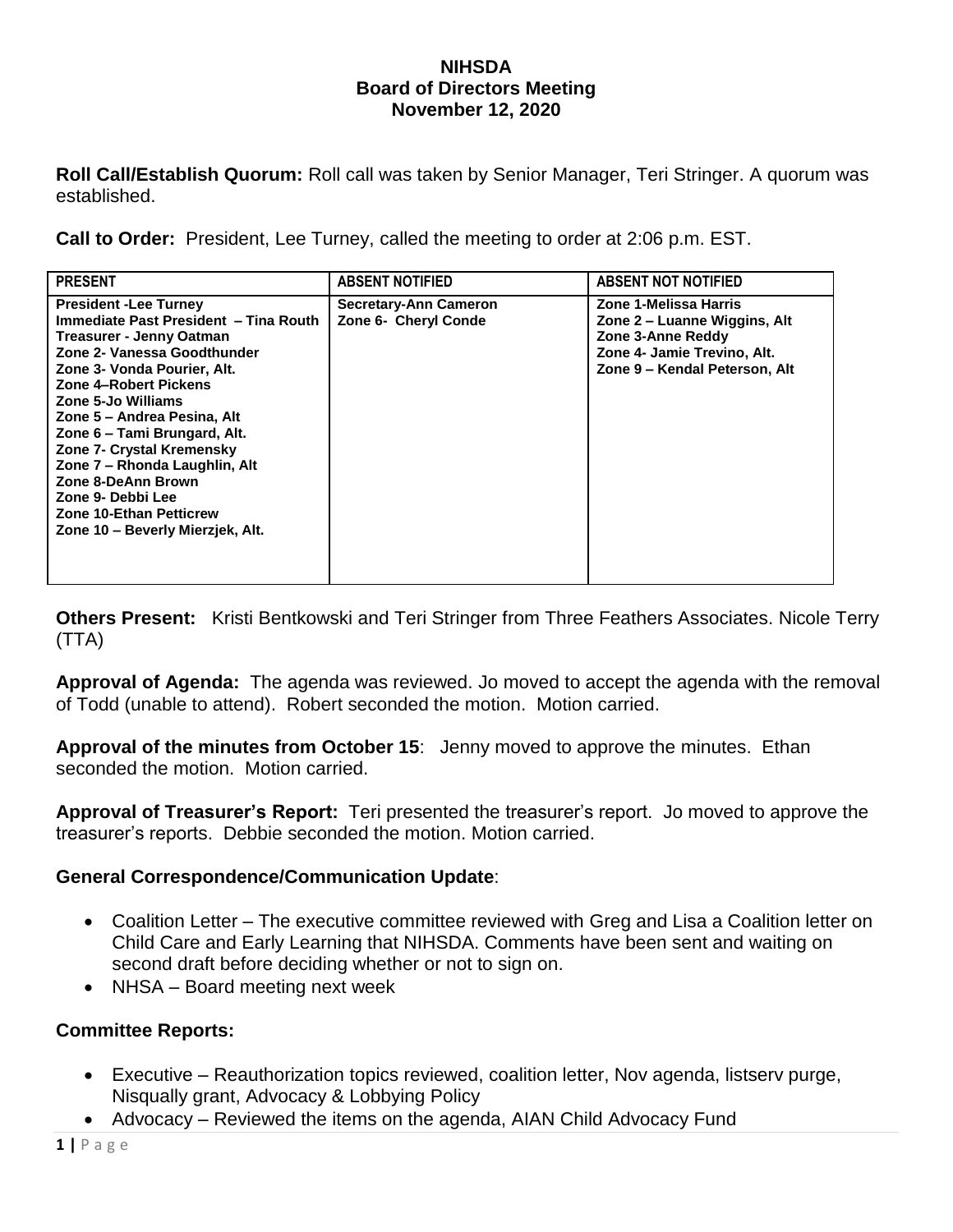# NIHSDA
## Board of Directors Meeting
## November 12, 2020

**Roll Call/Establish Quorum:** Roll call was taken by Senior Manager, Teri Stringer. A quorum was established.

**Call to Order:** President, Lee Turney, called the meeting to order at 2:06 p.m. EST.

| PRESENT | ABSENT NOTIFIED | ABSENT NOT NOTIFIED |
|---|---|---|
| President -Lee Turney<br>Immediate Past President – Tina Routh<br>Treasurer - Jenny Oatman<br>Zone 2- Vanessa Goodthunder<br>Zone 3- Vonda Pourier, Alt.<br>Zone 4–Robert Pickens<br>Zone 5-Jo Williams<br>Zone 5 – Andrea Pesina, Alt<br>Zone 6 – Tami Brungard, Alt.<br>Zone 7- Crystal Kremensky<br>Zone 7 – Rhonda Laughlin, Alt<br>Zone 8-DeAnn Brown<br>Zone 9- Debbi Lee<br>Zone 10-Ethan Petticrew<br>Zone 10 – Beverly Mierzjek, Alt. | Secretary-Ann Cameron<br>Zone 6- Cheryl Conde | Zone 1-Melissa Harris<br>Zone 2 – Luanne Wiggins, Alt<br>Zone 3-Anne Reddy<br>Zone 4- Jamie Trevino, Alt.<br>Zone 9 – Kendal Peterson, Alt |

**Others Present:** Kristi Bentkowski and Teri Stringer from Three Feathers Associates. Nicole Terry (TTA)

**Approval of Agenda:** The agenda was reviewed. Jo moved to accept the agenda with the removal of Todd (unable to attend). Robert seconded the motion. Motion carried.

**Approval of the minutes from October 15**: Jenny moved to approve the minutes. Ethan seconded the motion. Motion carried.

**Approval of Treasurer's Report:** Teri presented the treasurer's report. Jo moved to approve the treasurer's reports. Debbie seconded the motion. Motion carried.

**General Correspondence/Communication Update**:

- Coalition Letter – The executive committee reviewed with Greg and Lisa a Coalition letter on Child Care and Early Learning that NIHSDA. Comments have been sent and waiting on second draft before deciding whether or not to sign on.
- NHSA – Board meeting next week

**Committee Reports:**

- Executive – Reauthorization topics reviewed, coalition letter, Nov agenda, listserv purge, Nisqually grant, Advocacy & Lobbying Policy
- Advocacy – Reviewed the items on the agenda, AIAN Child Advocacy Fund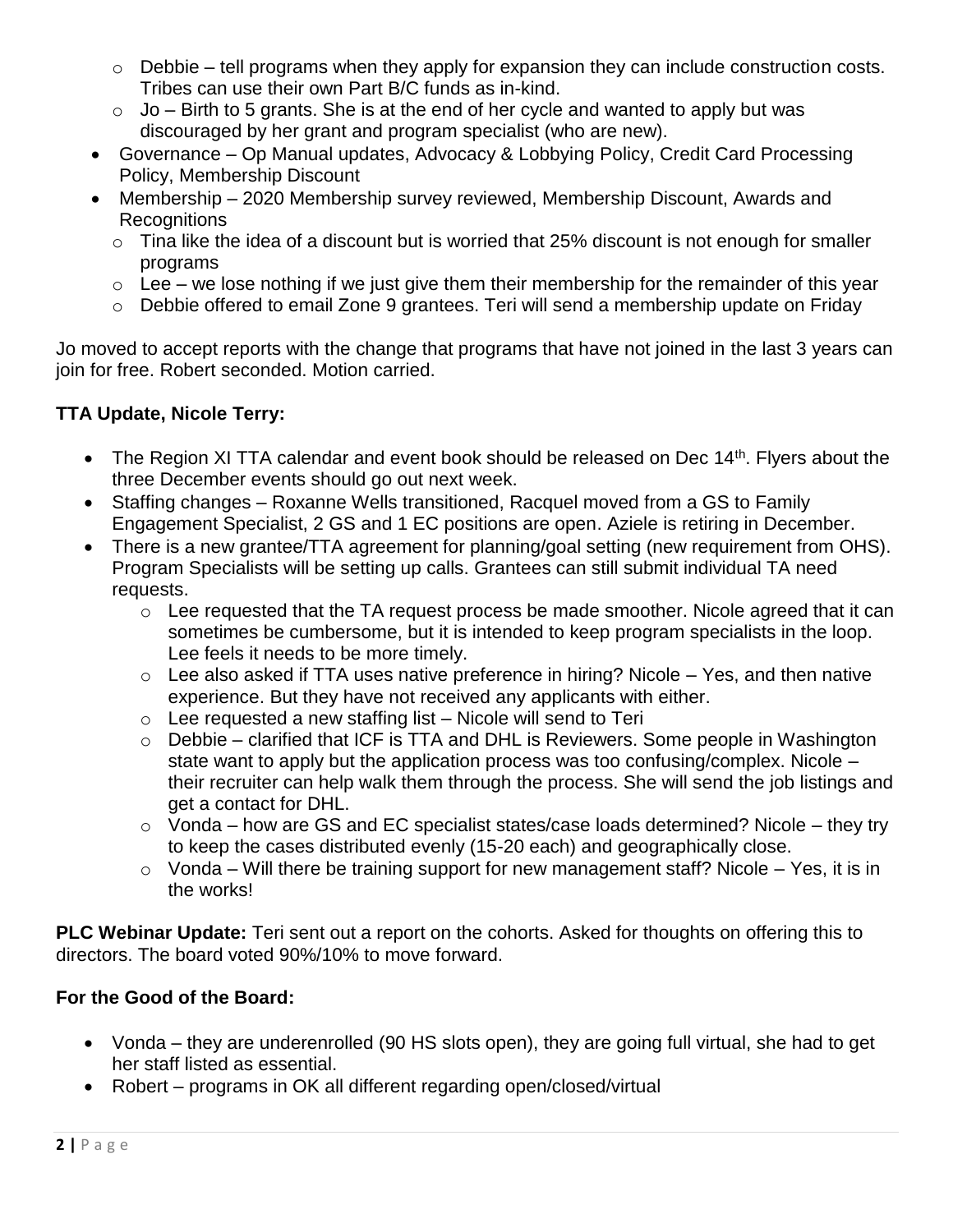- Debbie – tell programs when they apply for expansion they can include construction costs. Tribes can use their own Part B/C funds as in-kind.
  - Jo – Birth to 5 grants. She is at the end of her cycle and wanted to apply but was discouraged by her grant and program specialist (who are new).
- Governance – Op Manual updates, Advocacy & Lobbying Policy, Credit Card Processing Policy, Membership Discount
- Membership – 2020 Membership survey reviewed, Membership Discount, Awards and Recognitions
  - Tina like the idea of a discount but is worried that 25% discount is not enough for smaller programs
  - Lee – we lose nothing if we just give them their membership for the remainder of this year
  - Debbie offered to email Zone 9 grantees. Teri will send a membership update on Friday

Jo moved to accept reports with the change that programs that have not joined in the last 3 years can join for free. Robert seconded. Motion carried.

**TTA Update, Nicole Terry:**

- The Region XI TTA calendar and event book should be released on Dec 14th. Flyers about the three December events should go out next week.
- Staffing changes – Roxanne Wells transitioned, Racquel moved from a GS to Family Engagement Specialist, 2 GS and 1 EC positions are open. Aziele is retiring in December.
- There is a new grantee/TTA agreement for planning/goal setting (new requirement from OHS). Program Specialists will be setting up calls. Grantees can still submit individual TA need requests.
  - Lee requested that the TA request process be made smoother. Nicole agreed that it can sometimes be cumbersome, but it is intended to keep program specialists in the loop. Lee feels it needs to be more timely.
  - Lee also asked if TTA uses native preference in hiring? Nicole – Yes, and then native experience. But they have not received any applicants with either.
  - Lee requested a new staffing list – Nicole will send to Teri
  - Debbie – clarified that ICF is TTA and DHL is Reviewers. Some people in Washington state want to apply but the application process was too confusing/complex. Nicole – their recruiter can help walk them through the process. She will send the job listings and get a contact for DHL.
  - Vonda – how are GS and EC specialist states/case loads determined? Nicole – they try to keep the cases distributed evenly (15-20 each) and geographically close.
  - Vonda – Will there be training support for new management staff? Nicole – Yes, it is in the works!

**PLC Webinar Update:** Teri sent out a report on the cohorts. Asked for thoughts on offering this to directors. The board voted 90%/10% to move forward.

**For the Good of the Board:**

- Vonda – they are underenrolled (90 HS slots open), they are going full virtual, she had to get her staff listed as essential.
- Robert – programs in OK all different regarding open/closed/virtual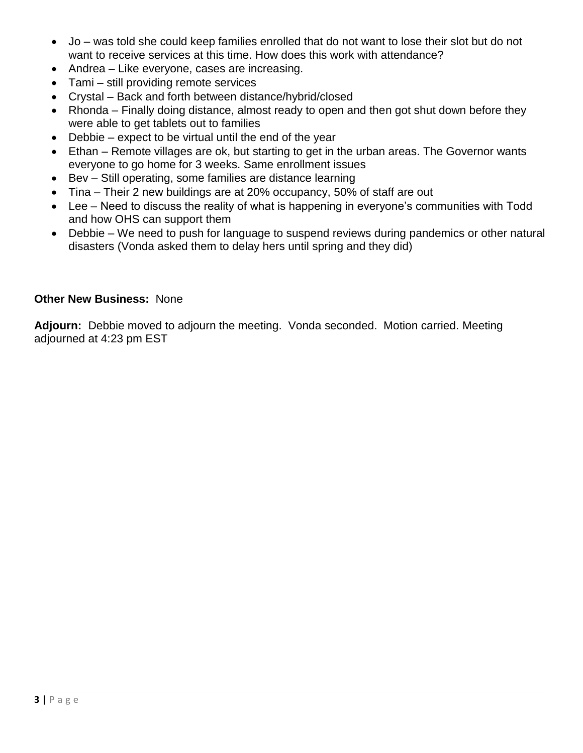- Jo – was told she could keep families enrolled that do not want to lose their slot but do not want to receive services at this time. How does this work with attendance?
- Andrea – Like everyone, cases are increasing.
- Tami – still providing remote services
- Crystal – Back and forth between distance/hybrid/closed
- Rhonda – Finally doing distance, almost ready to open and then got shut down before they were able to get tablets out to families
- Debbie – expect to be virtual until the end of the year
- Ethan – Remote villages are ok, but starting to get in the urban areas. The Governor wants everyone to go home for 3 weeks. Same enrollment issues
- Bev – Still operating, some families are distance learning
- Tina – Their 2 new buildings are at 20% occupancy, 50% of staff are out
- Lee – Need to discuss the reality of what is happening in everyone's communities with Todd and how OHS can support them
- Debbie – We need to push for language to suspend reviews during pandemics or other natural disasters (Vonda asked them to delay hers until spring and they did)

**Other New Business:** None

**Adjourn:** Debbie moved to adjourn the meeting. Vonda seconded. Motion carried. Meeting adjourned at 4:23 pm EST